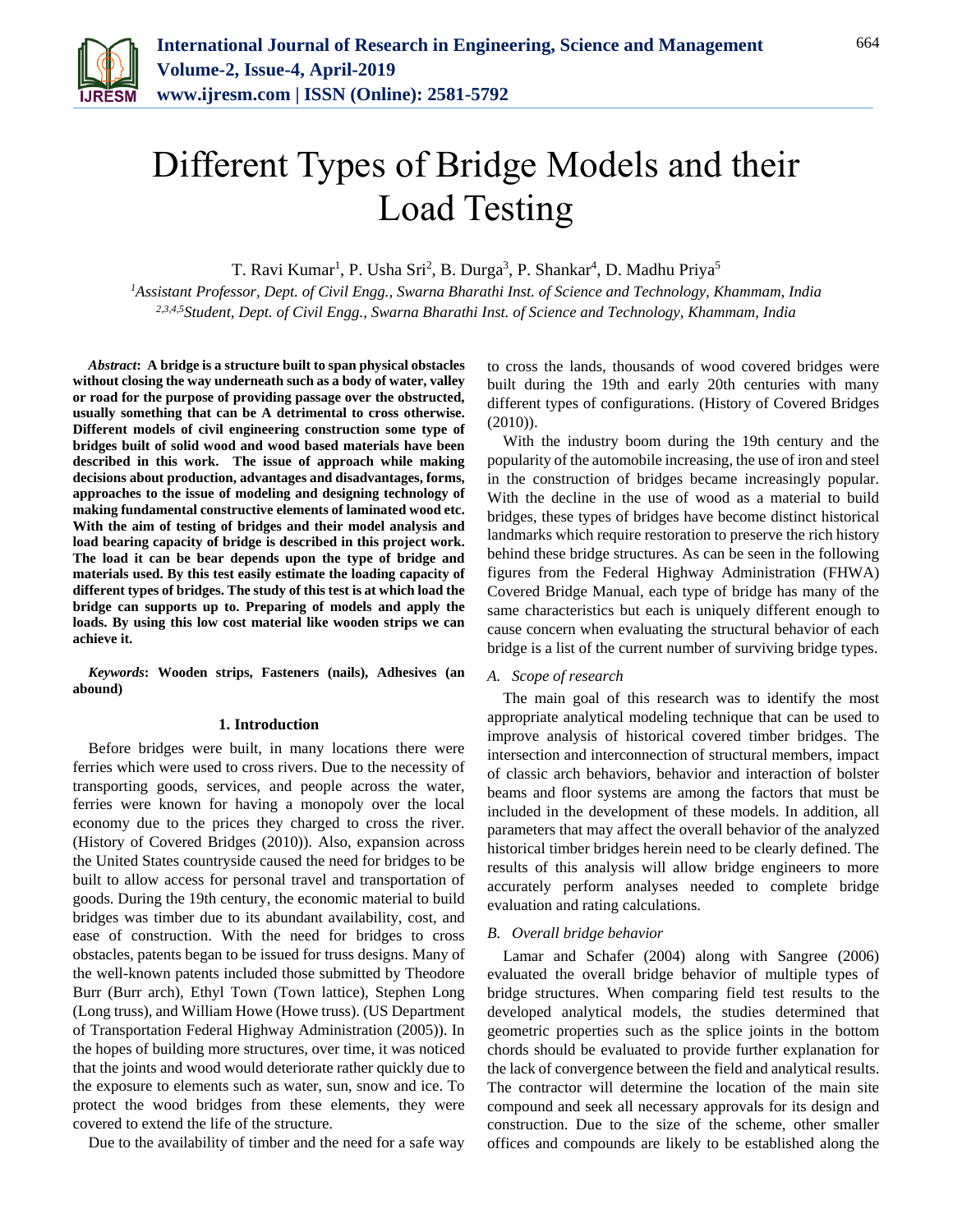# Different Types of Bridge Models and their Load Testing

T. Ravi Kumar[1], P. Usha Sri[2], B. Durga[3], P. Shankar[4], D. Madhu Priya[5]

[1]*Assistant Professor, Dept. of Civil Engg., Swarna Bharathi Inst. of Science and Technology, Khammam, India*
[2,3,4,5]*Student, Dept. of Civil Engg., Swarna Bharathi Inst. of Science and Technology, Khammam, India*

***Abstract*: A bridge is a structure built to span physical obstacles without closing the way underneath such as a body of water, valley or road for the purpose of providing passage over the obstructed, usually something that can be A detrimental to cross otherwise. Different models of civil engineering construction some type of bridges built of solid wood and wood based materials have been described in this work. The issue of approach while making decisions about production, advantages and disadvantages, forms, approaches to the issue of modeling and designing technology of making fundamental constructive elements of laminated wood etc. With the aim of testing of bridges and their model analysis and load bearing capacity of bridge is described in this project work. The load it can be bear depends upon the type of bridge and materials used. By this test easily estimate the loading capacity of different types of bridges. The study of this test is at which load the bridge can supports up to. Preparing of models and apply the loads. By using this low cost material like wooden strips we can achieve it.**

***Keywords*: Wooden strips, Fasteners (nails), Adhesives (an abound)**

## 1. Introduction

Before bridges were built, in many locations there were ferries which were used to cross rivers. Due to the necessity of transporting goods, services, and people across the water, ferries were known for having a monopoly over the local economy due to the prices they charged to cross the river. (History of Covered Bridges (2010)). Also, expansion across the United States countryside caused the need for bridges to be built to allow access for personal travel and transportation of goods. During the 19th century, the economic material to build bridges was timber due to its abundant availability, cost, and ease of construction. With the need for bridges to cross obstacles, patents began to be issued for truss designs. Many of the well-known patents included those submitted by Theodore Burr (Burr arch), Ethyl Town (Town lattice), Stephen Long (Long truss), and William Howe (Howe truss). (US Department of Transportation Federal Highway Administration (2005)). In the hopes of building more structures, over time, it was noticed that the joints and wood would deteriorate rather quickly due to the exposure to elements such as water, sun, snow and ice. To protect the wood bridges from these elements, they were covered to extend the life of the structure.

Due to the availability of timber and the need for a safe way to cross the lands, thousands of wood covered bridges were built during the 19th and early 20th centuries with many different types of configurations. (History of Covered Bridges (2010)).

With the industry boom during the 19th century and the popularity of the automobile increasing, the use of iron and steel in the construction of bridges became increasingly popular. With the decline in the use of wood as a material to build bridges, these types of bridges have become distinct historical landmarks which require restoration to preserve the rich history behind these bridge structures. As can be seen in the following figures from the Federal Highway Administration (FHWA) Covered Bridge Manual, each type of bridge has many of the same characteristics but each is uniquely different enough to cause concern when evaluating the structural behavior of each bridge is a list of the current number of surviving bridge types.

### *A. Scope of research*

The main goal of this research was to identify the most appropriate analytical modeling technique that can be used to improve analysis of historical covered timber bridges. The intersection and interconnection of structural members, impact of classic arch behaviors, behavior and interaction of bolster beams and floor systems are among the factors that must be included in the development of these models. In addition, all parameters that may affect the overall behavior of the analyzed historical timber bridges herein need to be clearly defined. The results of this analysis will allow bridge engineers to more accurately perform analyses needed to complete bridge evaluation and rating calculations.

### *B. Overall bridge behavior*

Lamar and Schafer (2004) along with Sangree (2006) evaluated the overall bridge behavior of multiple types of bridge structures. When comparing field test results to the developed analytical models, the studies determined that geometric properties such as the splice joints in the bottom chords should be evaluated to provide further explanation for the lack of convergence between the field and analytical results. The contractor will determine the location of the main site compound and seek all necessary approvals for its design and construction. Due to the size of the scheme, other smaller offices and compounds are likely to be established along the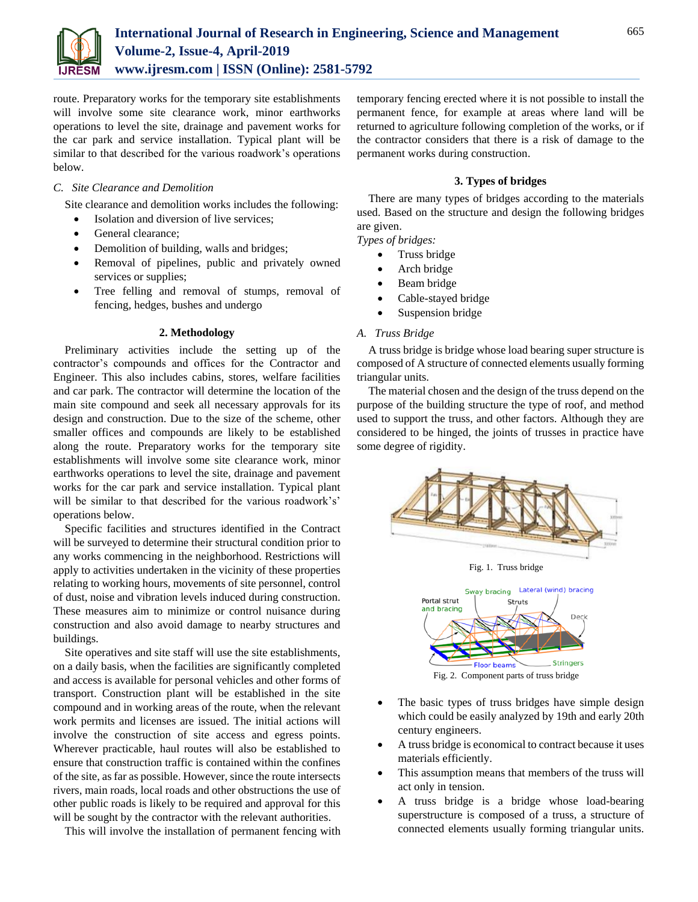route. Preparatory works for the temporary site establishments will involve some site clearance work, minor earthworks operations to level the site, drainage and pavement works for the car park and service installation. Typical plant will be similar to that described for the various roadwork's operations below.

### C. Site Clearance and Demolition

Site clearance and demolition works includes the following:

- Isolation and diversion of live services;
- General clearance;
- Demolition of building, walls and bridges;
- Removal of pipelines, public and privately owned services or supplies;
- Tree felling and removal of stumps, removal of fencing, hedges, bushes and undergo

## 2. Methodology

Preliminary activities include the setting up of the contractor's compounds and offices for the Contractor and Engineer. This also includes cabins, stores, welfare facilities and car park. The contractor will determine the location of the main site compound and seek all necessary approvals for its design and construction. Due to the size of the scheme, other smaller offices and compounds are likely to be established along the route. Preparatory works for the temporary site establishments will involve some site clearance work, minor earthworks operations to level the site, drainage and pavement works for the car park and service installation. Typical plant will be similar to that described for the various roadwork's' operations below.

Specific facilities and structures identified in the Contract will be surveyed to determine their structural condition prior to any works commencing in the neighborhood. Restrictions will apply to activities undertaken in the vicinity of these properties relating to working hours, movements of site personnel, control of dust, noise and vibration levels induced during construction. These measures aim to minimize or control nuisance during construction and also avoid damage to nearby structures and buildings.

Site operatives and site staff will use the site establishments, on a daily basis, when the facilities are significantly completed and access is available for personal vehicles and other forms of transport. Construction plant will be established in the site compound and in working areas of the route, when the relevant work permits and licenses are issued. The initial actions will involve the construction of site access and egress points. Wherever practicable, haul routes will also be established to ensure that construction traffic is contained within the confines of the site, as far as possible. However, since the route intersects rivers, main roads, local roads and other obstructions the use of other public roads is likely to be required and approval for this will be sought by the contractor with the relevant authorities.

This will involve the installation of permanent fencing with temporary fencing erected where it is not possible to install the permanent fence, for example at areas where land will be returned to agriculture following completion of the works, or if the contractor considers that there is a risk of damage to the permanent works during construction.

## 3. Types of bridges

There are many types of bridges according to the materials used. Based on the structure and design the following bridges are given.

*Types of bridges:*

- Truss bridge
- Arch bridge
- Beam bridge
- Cable-stayed bridge
- Suspension bridge

### A. Truss Bridge

A truss bridge is bridge whose load bearing super structure is composed of A structure of connected elements usually forming triangular units.

The material chosen and the design of the truss depend on the purpose of the building structure the type of roof, and method used to support the truss, and other factors. Although they are considered to be hinged, the joints of trusses in practice have some degree of rigidity.

Fig. 1. Truss bridge

Fig. 2. Component parts of truss bridge

- The basic types of truss bridges have simple design which could be easily analyzed by 19th and early 20th century engineers.
- A truss bridge is economical to contract because it uses materials efficiently.
- This assumption means that members of the truss will act only in tension.
- A truss bridge is a bridge whose load-bearing superstructure is composed of a truss, a structure of connected elements usually forming triangular units.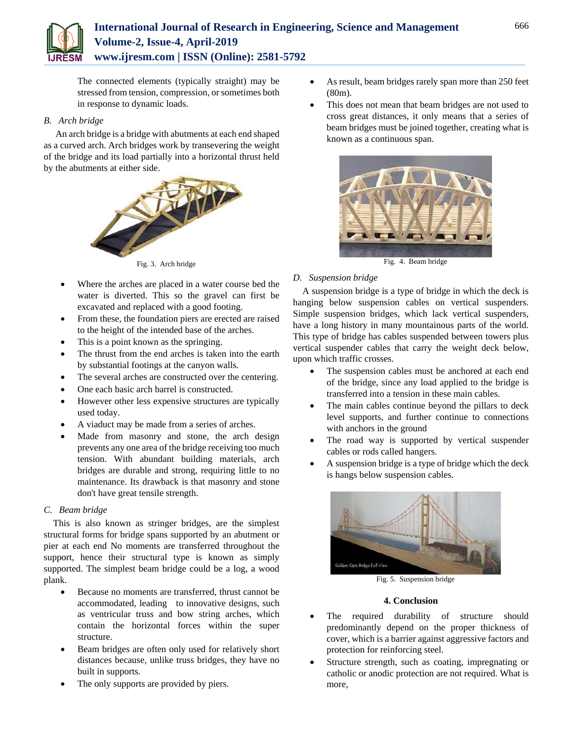The connected elements (typically straight) may be stressed from tension, compression, or sometimes both in response to dynamic loads.

### *B. Arch bridge*

An arch bridge is a bridge with abutments at each end shaped as a curved arch. Arch bridges work by transevering the weight of the bridge and its load partially into a horizontal thrust held by the abutments at either side.

Fig. 3. Arch bridge

- Where the arches are placed in a water course bed the water is diverted. This so the gravel can first be excavated and replaced with a good footing.
- From these, the foundation piers are erected are raised to the height of the intended base of the arches.
- This is a point known as the springing.
- The thrust from the end arches is taken into the earth by substantial footings at the canyon walls.
- The several arches are constructed over the centering.
- One each basic arch barrel is constructed.
- However other less expensive structures are typically used today.
- A viaduct may be made from a series of arches.
- Made from masonry and stone, the arch design prevents any one area of the bridge receiving too much tension. With abundant building materials, arch bridges are durable and strong, requiring little to no maintenance. Its drawback is that masonry and stone don't have great tensile strength.

### *C. Beam bridge*

This is also known as stringer bridges, are the simplest structural forms for bridge spans supported by an abutment or pier at each end No moments are transferred throughout the support, hence their structural type is known as simply supported. The simplest beam bridge could be a log, a wood plank.

- Because no moments are transferred, thrust cannot be accommodated, leading to innovative designs, such as ventricular truss and bow string arches, which contain the horizontal forces within the super structure.
- Beam bridges are often only used for relatively short distances because, unlike truss bridges, they have no built in supports.
- The only supports are provided by piers.
- As result, beam bridges rarely span more than 250 feet (80m).
- This does not mean that beam bridges are not used to cross great distances, it only means that a series of beam bridges must be joined together, creating what is known as a continuous span.

Fig. 4. Beam bridge

### *D. Suspension bridge*

A suspension bridge is a type of bridge in which the deck is hanging below suspension cables on vertical suspenders. Simple suspension bridges, which lack vertical suspenders, have a long history in many mountainous parts of the world. This type of bridge has cables suspended between towers plus vertical suspender cables that carry the weight deck below, upon which traffic crosses.

- The suspension cables must be anchored at each end of the bridge, since any load applied to the bridge is transferred into a tension in these main cables.
- The main cables continue beyond the pillars to deck level supports, and further continue to connections with anchors in the ground
- The road way is supported by vertical suspender cables or rods called hangers.
- A suspension bridge is a type of bridge which the deck is hangs below suspension cables.

Fig. 5. Suspension bridge

## 4. Conclusion

- The required durability of structure should predominantly depend on the proper thickness of cover, which is a barrier against aggressive factors and protection for reinforcing steel.
- Structure strength, such as coating, impregnating or catholic or anodic protection are not required. What is more,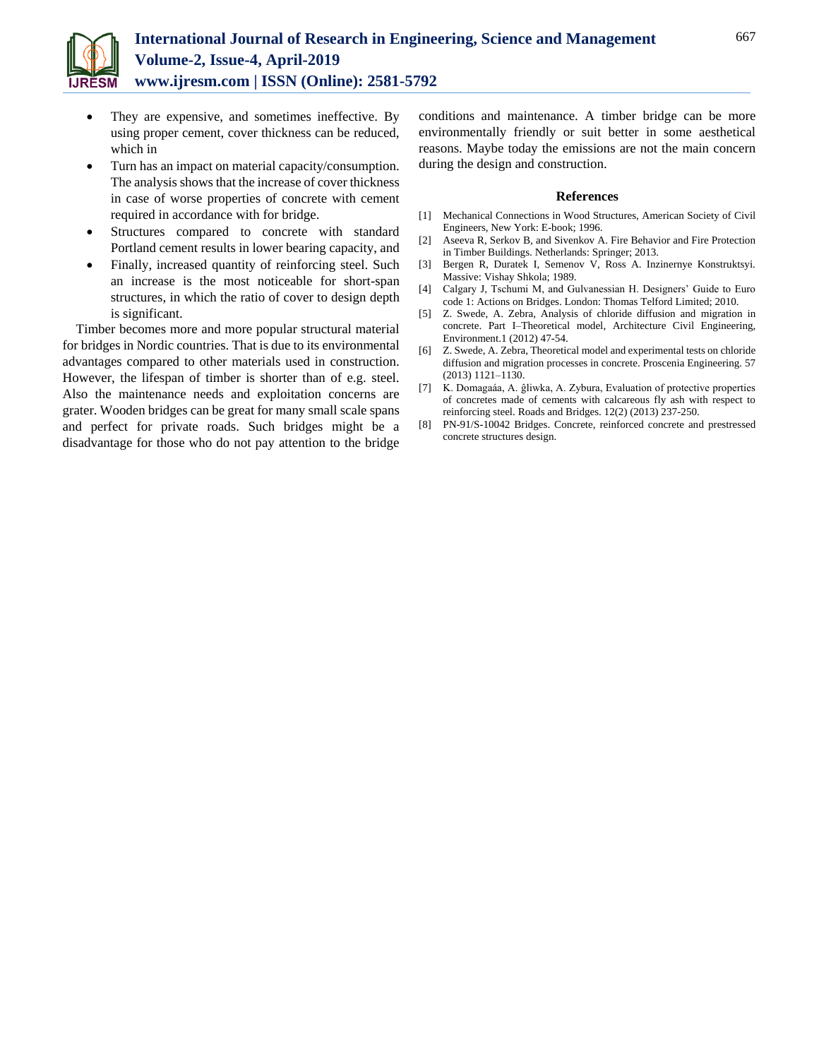- They are expensive, and sometimes ineffective. By using proper cement, cover thickness can be reduced, which in
- Turn has an impact on material capacity/consumption. The analysis shows that the increase of cover thickness in case of worse properties of concrete with cement required in accordance with for bridge.
- Structures compared to concrete with standard Portland cement results in lower bearing capacity, and
- Finally, increased quantity of reinforcing steel. Such an increase is the most noticeable for short-span structures, in which the ratio of cover to design depth is significant.

Timber becomes more and more popular structural material for bridges in Nordic countries. That is due to its environmental advantages compared to other materials used in construction. However, the lifespan of timber is shorter than of e.g. steel. Also the maintenance needs and exploitation concerns are grater. Wooden bridges can be great for many small scale spans and perfect for private roads. Such bridges might be a disadvantage for those who do not pay attention to the bridge conditions and maintenance. A timber bridge can be more environmentally friendly or suit better in some aesthetical reasons. Maybe today the emissions are not the main concern during the design and construction.

## References

[1] Mechanical Connections in Wood Structures, American Society of Civil Engineers, New York: E-book; 1996.

[2] Aseeva R, Serkov B, and Sivenkov A. Fire Behavior and Fire Protection in Timber Buildings. Netherlands: Springer; 2013.

[3] Bergen R, Duratek I, Semenov V, Ross A. Inzinernye Konstruktsyi. Massive: Vishay Shkola; 1989.

[4] Calgary J, Tschumi M, and Gulvanessian H. Designers' Guide to Euro code 1: Actions on Bridges. London: Thomas Telford Limited; 2010.

[5] Z. Swede, A. Zebra, Analysis of chloride diffusion and migration in concrete. Part I–Theoretical model, Architecture Civil Engineering, Environment.1 (2012) 47-54.

[6] Z. Swede, A. Zebra, Theoretical model and experimental tests on chloride diffusion and migration processes in concrete. Proscenia Engineering. 57 (2013) 1121–1130.

[7] K. Domagaáa, A. ĝliwka, A. Zybura, Evaluation of protective properties of concretes made of cements with calcareous fly ash with respect to reinforcing steel. Roads and Bridges. 12(2) (2013) 237-250.

[8] PN-91/S-10042 Bridges. Concrete, reinforced concrete and prestressed concrete structures design.